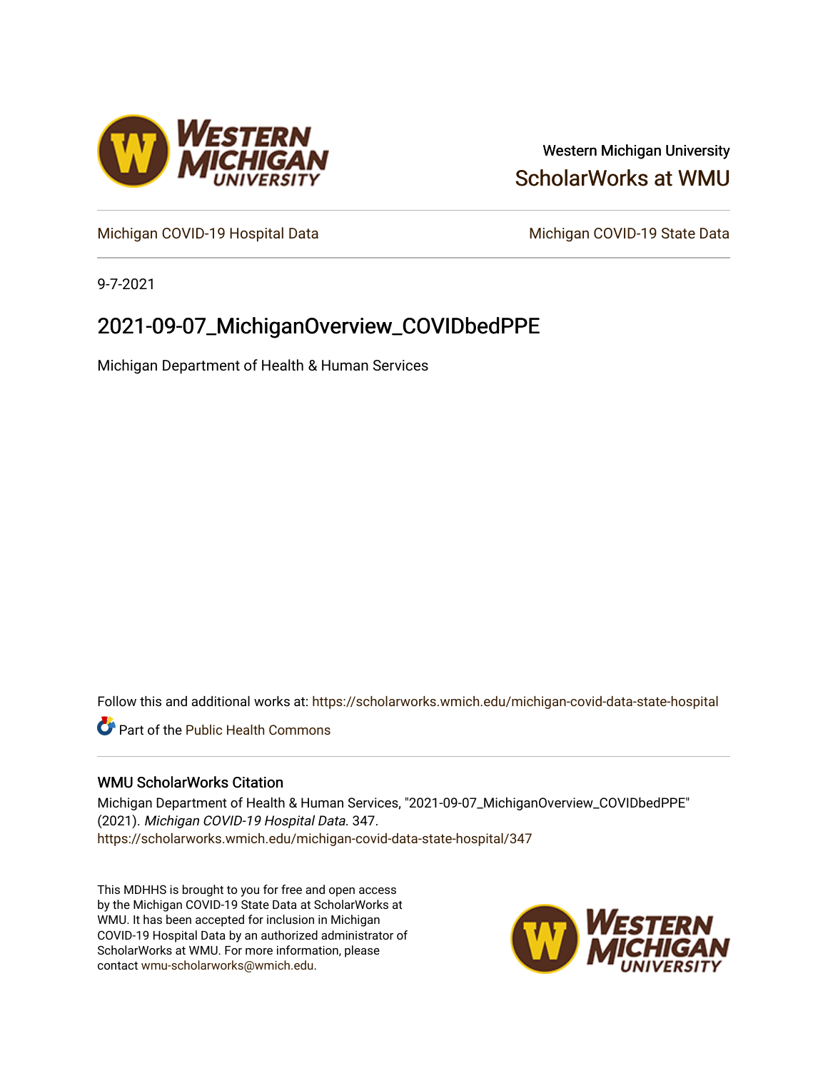Western Michigan University

ScholarWorks at WMU

Michigan COVID-19 Hospital Data

Michigan COVID-19 State Data

9-7-2021

# 2021-09-07_MichiganOverview_COVIDbedPPE

Michigan Department of Health & Human Services

Follow this and additional works at: https://scholarworks.wmich.edu/michigan-covid-data-state-hospital

Part of the Public Health Commons

## WMU ScholarWorks Citation

Michigan Department of Health & Human Services, "2021-09-07_MichiganOverview_COVIDbedPPE" (2021). *Michigan COVID-19 Hospital Data*. 347.
https://scholarworks.wmich.edu/michigan-covid-data-state-hospital/347

This MDHHS is brought to you for free and open access by the Michigan COVID-19 State Data at ScholarWorks at WMU. It has been accepted for inclusion in Michigan COVID-19 Hospital Data by an authorized administrator of ScholarWorks at WMU. For more information, please contact wmu-scholarworks@wmich.edu.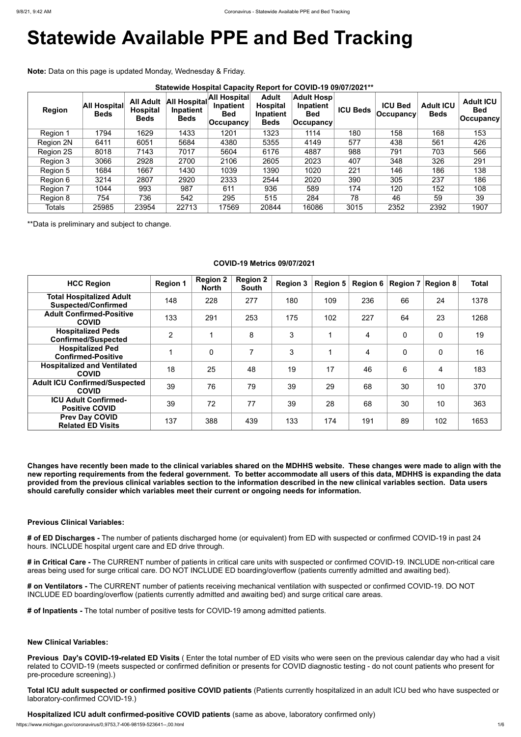# Statewide Available PPE and Bed Tracking

**Note:** Data on this page is updated Monday, Wednesday & Friday.

**Statewide Hospital Capacity Report for COVID-19 09/07/2021****

| Region | All Hospital Beds | All Adult Hospital Beds | All Hospital Inpatient Beds | All Hospital Inpatient Bed Occupancy | Adult Hospital Inpatient Beds | Adult Hosp Inpatient Bed Occupancy | ICU Beds | ICU Bed Occupancy | Adult ICU Beds | Adult ICU Bed Occupancy |
|---|---|---|---|---|---|---|---|---|---|---|
| Region 1 | 1794 | 1629 | 1433 | 1201 | 1323 | 1114 | 180 | 158 | 168 | 153 |
| Region 2N | 6411 | 6051 | 5684 | 4380 | 5355 | 4149 | 577 | 438 | 561 | 426 |
| Region 2S | 8018 | 7143 | 7017 | 5604 | 6176 | 4887 | 988 | 791 | 703 | 566 |
| Region 3 | 3066 | 2928 | 2700 | 2106 | 2605 | 2023 | 407 | 348 | 326 | 291 |
| Region 5 | 1684 | 1667 | 1430 | 1039 | 1390 | 1020 | 221 | 146 | 186 | 138 |
| Region 6 | 3214 | 2807 | 2920 | 2333 | 2544 | 2020 | 390 | 305 | 237 | 186 |
| Region 7 | 1044 | 993 | 987 | 611 | 936 | 589 | 174 | 120 | 152 | 108 |
| Region 8 | 754 | 736 | 542 | 295 | 515 | 284 | 78 | 46 | 59 | 39 |
| Totals | 25985 | 23954 | 22713 | 17569 | 20844 | 16086 | 3015 | 2352 | 2392 | 1907 |

**Data is preliminary and subject to change.

**COVID-19 Metrics 09/07/2021**

| HCC Region | Region 1 | Region 2 North | Region 2 South | Region 3 | Region 5 | Region 6 | Region 7 | Region 8 | Total |
|---|---|---|---|---|---|---|---|---|---|
| Total Hospitalized Adult Suspected/Confirmed | 148 | 228 | 277 | 180 | 109 | 236 | 66 | 24 | 1378 |
| Adult Confirmed-Positive COVID | 133 | 291 | 253 | 175 | 102 | 227 | 64 | 23 | 1268 |
| Hospitalized Peds Confirmed/Suspected | 2 | 1 | 8 | 3 | 1 | 4 | 0 | 0 | 19 |
| Hospitalized Ped Confirmed-Positive | 1 | 0 | 7 | 3 | 1 | 4 | 0 | 0 | 16 |
| Hospitalized and Ventilated COVID | 18 | 25 | 48 | 19 | 17 | 46 | 6 | 4 | 183 |
| Adult ICU Confirmed/Suspected COVID | 39 | 76 | 79 | 39 | 29 | 68 | 30 | 10 | 370 |
| ICU Adult Confirmed-Positive COVID | 39 | 72 | 77 | 39 | 28 | 68 | 30 | 10 | 363 |
| Prev Day COVID Related ED Visits | 137 | 388 | 439 | 133 | 174 | 191 | 89 | 102 | 1653 |

**Changes have recently been made to the clinical variables shared on the MDHHS website. These changes were made to align with the new reporting requirements from the federal government. To better accommodate all users of this data, MDHHS is expanding the data provided from the previous clinical variables section to the information described in the new clinical variables section. Data users should carefully consider which variables meet their current or ongoing needs for information.**

**Previous Clinical Variables:**

**# of ED Discharges -** The number of patients discharged home (or equivalent) from ED with suspected or confirmed COVID-19 in past 24 hours. INCLUDE hospital urgent care and ED drive through.

**# in Critical Care -** The CURRENT number of patients in critical care units with suspected or confirmed COVID-19. INCLUDE non-critical care areas being used for surge critical care. DO NOT INCLUDE ED boarding/overflow (patients currently admitted and awaiting bed).

**# on Ventilators -** The CURRENT number of patients receiving mechanical ventilation with suspected or confirmed COVID-19. DO NOT INCLUDE ED boarding/overflow (patients currently admitted and awaiting bed) and surge critical care areas.

**# of Inpatients -** The total number of positive tests for COVID-19 among admitted patients.

**New Clinical Variables:**

**Previous Day's COVID-19-related ED Visits** ( Enter the total number of ED visits who were seen on the previous calendar day who had a visit related to COVID-19 (meets suspected or confirmed definition or presents for COVID diagnostic testing - do not count patients who present for pre-procedure screening).)

**Total ICU adult suspected or confirmed positive COVID patients** (Patients currently hospitalized in an adult ICU bed who have suspected or laboratory-confirmed COVID-19.)

**Hospitalized ICU adult confirmed-positive COVID patients** (same as above, laboratory confirmed only)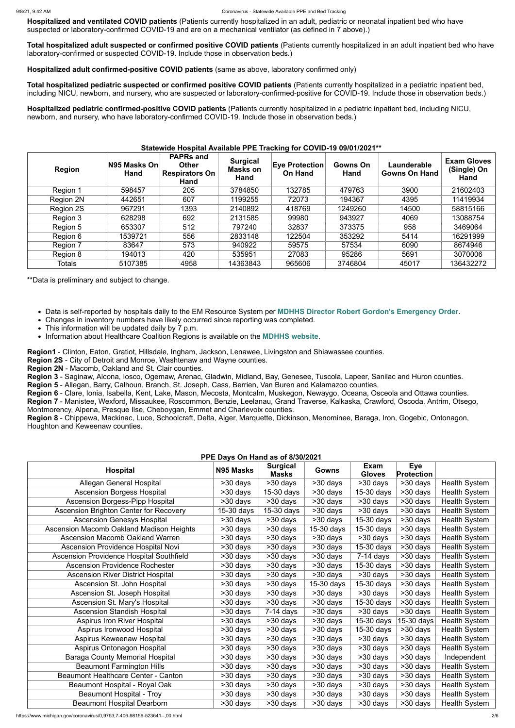**Hospitalized and ventilated COVID patients** (Patients currently hospitalized in an adult, pediatric or neonatal inpatient bed who have suspected or laboratory-confirmed COVID-19 and are on a mechanical ventilator (as defined in 7 above).)

**Total hospitalized adult suspected or confirmed positive COVID patients** (Patients currently hospitalized in an adult inpatient bed who have laboratory-confirmed or suspected COVID-19. Include those in observation beds.)

**Hospitalized adult confirmed-positive COVID patients** (same as above, laboratory confirmed only)

**Total hospitalized pediatric suspected or confirmed positive COVID patients** (Patients currently hospitalized in a pediatric inpatient bed, including NICU, newborn, and nursery, who are suspected or laboratory-confirmed-positive for COVID-19. Include those in observation beds.)

**Hospitalized pediatric confirmed-positive COVID patients** (Patients currently hospitalized in a pediatric inpatient bed, including NICU, newborn, and nursery, who have laboratory-confirmed COVID-19. Include those in observation beds.)

**Statewide Hospital Available PPE Tracking for COVID-19 09/01/2021****

| Region | N95 Masks On Hand | PAPRs and Other Respirators On Hand | Surgical Masks on Hand | Eye Protection On Hand | Gowns On Hand | Launderable Gowns On Hand | Exam Gloves (Single) On Hand |
|---|---|---|---|---|---|---|---|
| Region 1 | 598457 | 205 | 3784850 | 132785 | 479763 | 3900 | 21602403 |
| Region 2N | 442651 | 607 | 1199255 | 72073 | 194367 | 4395 | 11419934 |
| Region 2S | 967291 | 1393 | 2140892 | 418769 | 1249260 | 14500 | 58815166 |
| Region 3 | 628298 | 692 | 2131585 | 99980 | 943927 | 4069 | 13088754 |
| Region 5 | 653307 | 512 | 797240 | 32837 | 373375 | 958 | 3469064 |
| Region 6 | 1539721 | 556 | 2833148 | 122504 | 353292 | 5414 | 16291999 |
| Region 7 | 83647 | 573 | 940922 | 59575 | 57534 | 6090 | 8674946 |
| Region 8 | 194013 | 420 | 535951 | 27083 | 95286 | 5691 | 3070006 |
| Totals | 5107385 | 4958 | 14363843 | 965606 | 3746804 | 45017 | 136432272 |

**Data is preliminary and subject to change.

- Data is self-reported by hospitals daily to the EM Resource System per **MDHHS Director Robert Gordon's Emergency Order**.
- Changes in inventory numbers have likely occurred since reporting was completed.
- This information will be updated daily by 7 p.m.
- Information about Healthcare Coalition Regions is available on the **MDHHS website**.

**Region1** - Clinton, Eaton, Gratiot, Hillsdale, Ingham, Jackson, Lenawee, Livingston and Shiawassee counties.
**Region 2S** - City of Detroit and Monroe, Washtenaw and Wayne counties.
**Region 2N** - Macomb, Oakland and St. Clair counties.
**Region 3** - Saginaw, Alcona, Iosco, Ogemaw, Arenac, Gladwin, Midland, Bay, Genesee, Tuscola, Lapeer, Sanilac and Huron counties.
**Region 5** - Allegan, Barry, Calhoun, Branch, St. Joseph, Cass, Berrien, Van Buren and Kalamazoo counties.
**Region 6** - Clare, Ionia, Isabella, Kent, Lake, Mason, Mecosta, Montcalm, Muskegon, Newaygo, Oceana, Osceola and Ottawa counties.
**Region 7** - Manistee, Wexford, Missaukee, Roscommon, Benzie, Leelanau, Grand Traverse, Kalkaska, Crawford, Oscoda, Antrim, Otsego, Montmorency, Alpena, Presque Ilse, Cheboygan, Emmet and Charlevoix counties.
**Region 8** - Chippewa, Mackinac, Luce, Schoolcraft, Delta, Alger, Marquette, Dickinson, Menominee, Baraga, Iron, Gogebic, Ontonagon, Houghton and Keweenaw counties.

**PPE Days On Hand as of 8/30/2021**

| Hospital | N95 Masks | Surgical Masks | Gowns | Exam Gloves | Eye Protection | |
|---|---|---|---|---|---|---|
| Allegan General Hospital | >30 days | >30 days | >30 days | >30 days | >30 days | Health System |
| Ascension Borgess Hospital | >30 days | 15-30 days | >30 days | 15-30 days | >30 days | Health System |
| Ascension Borgess-Pipp Hospital | >30 days | >30 days | >30 days | >30 days | >30 days | Health System |
| Ascension Brighton Center for Recovery | 15-30 days | 15-30 days | >30 days | >30 days | >30 days | Health System |
| Ascension Genesys Hospital | >30 days | >30 days | >30 days | 15-30 days | >30 days | Health System |
| Ascension Macomb Oakland Madison Heights | >30 days | >30 days | 15-30 days | 15-30 days | >30 days | Health System |
| Ascension Macomb Oakland Warren | >30 days | >30 days | >30 days | >30 days | >30 days | Health System |
| Ascension Providence Hospital Novi | >30 days | >30 days | >30 days | 15-30 days | >30 days | Health System |
| Ascension Providence Hospital Southfield | >30 days | >30 days | >30 days | 7-14 days | >30 days | Health System |
| Ascension Providence Rochester | >30 days | >30 days | >30 days | 15-30 days | >30 days | Health System |
| Ascension River District Hospital | >30 days | >30 days | >30 days | >30 days | >30 days | Health System |
| Ascension St. John Hospital | >30 days | >30 days | 15-30 days | 15-30 days | >30 days | Health System |
| Ascension St. Joseph Hospital | >30 days | >30 days | >30 days | >30 days | >30 days | Health System |
| Ascension St. Mary's Hospital | >30 days | >30 days | >30 days | 15-30 days | >30 days | Health System |
| Ascension Standish Hospital | >30 days | 7-14 days | >30 days | >30 days | >30 days | Health System |
| Aspirus Iron River Hospital | >30 days | >30 days | >30 days | 15-30 days | 15-30 days | Health System |
| Aspirus Ironwood Hospital | >30 days | >30 days | >30 days | 15-30 days | >30 days | Health System |
| Aspirus Keweenaw Hospital | >30 days | >30 days | >30 days | >30 days | >30 days | Health System |
| Aspirus Ontonagon Hospital | >30 days | >30 days | >30 days | >30 days | >30 days | Health System |
| Baraga County Memorial Hospital | >30 days | >30 days | >30 days | >30 days | >30 days | Independent |
| Beaumont Farmington Hills | >30 days | >30 days | >30 days | >30 days | >30 days | Health System |
| Beaumont Healthcare Center - Canton | >30 days | >30 days | >30 days | >30 days | >30 days | Health System |
| Beaumont Hospital - Royal Oak | >30 days | >30 days | >30 days | >30 days | >30 days | Health System |
| Beaumont Hospital - Troy | >30 days | >30 days | >30 days | >30 days | >30 days | Health System |
| Beaumont Hospital Dearborn | >30 days | >30 days | >30 days | >30 days | >30 days | Health System |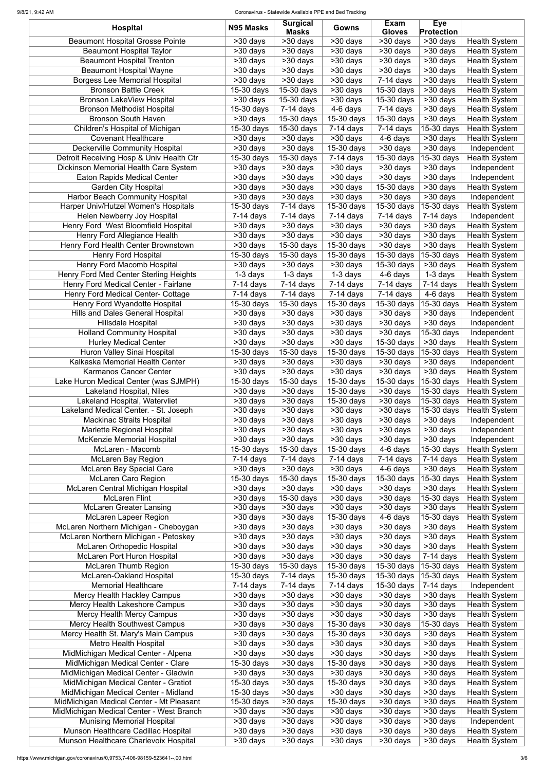| Hospital | N95 Masks | Surgical Masks | Gowns | Exam Gloves | Eye Protection | |
|---|---|---|---|---|---|---|
| Beaumont Hospital Grosse Pointe | >30 days | >30 days | >30 days | >30 days | >30 days | Health System |
| Beaumont Hospital Taylor | >30 days | >30 days | >30 days | >30 days | >30 days | Health System |
| Beaumont Hospital Trenton | >30 days | >30 days | >30 days | >30 days | >30 days | Health System |
| Beaumont Hospital Wayne | >30 days | >30 days | >30 days | >30 days | >30 days | Health System |
| Borgess Lee Memorial Hospital | >30 days | >30 days | >30 days | 7-14 days | >30 days | Health System |
| Bronson Battle Creek | 15-30 days | 15-30 days | >30 days | 15-30 days | >30 days | Health System |
| Bronson LakeView Hospital | >30 days | 15-30 days | >30 days | 15-30 days | >30 days | Health System |
| Bronson Methodist Hospital | 15-30 days | 7-14 days | 4-6 days | 7-14 days | >30 days | Health System |
| Bronson South Haven | >30 days | 15-30 days | 15-30 days | 15-30 days | >30 days | Health System |
| Children's Hospital of Michigan | 15-30 days | 15-30 days | 7-14 days | 7-14 days | 15-30 days | Health System |
| Covenant Healthcare | >30 days | >30 days | >30 days | 4-6 days | >30 days | Health System |
| Deckerville Community Hospital | >30 days | >30 days | 15-30 days | >30 days | >30 days | Independent |
| Detroit Receiving Hosp & Univ Health Ctr | 15-30 days | 15-30 days | 7-14 days | 15-30 days | 15-30 days | Health System |
| Dickinson Memorial Health Care System | >30 days | >30 days | >30 days | >30 days | >30 days | Independent |
| Eaton Rapids Medical Center | >30 days | >30 days | >30 days | >30 days | >30 days | Independent |
| Garden City Hospital | >30 days | >30 days | >30 days | 15-30 days | >30 days | Health System |
| Harbor Beach Community Hospital | >30 days | >30 days | >30 days | >30 days | >30 days | Independent |
| Harper Univ/Hutzel Women's Hospitals | 15-30 days | 7-14 days | 15-30 days | 15-30 days | 15-30 days | Health System |
| Helen Newberry Joy Hospital | 7-14 days | 7-14 days | 7-14 days | 7-14 days | 7-14 days | Independent |
| Henry Ford West Bloomfield Hospital | >30 days | >30 days | >30 days | >30 days | >30 days | Health System |
| Henry Ford Allegiance Health | >30 days | >30 days | >30 days | >30 days | >30 days | Health System |
| Henry Ford Health Center Brownstown | >30 days | 15-30 days | 15-30 days | >30 days | >30 days | Health System |
| Henry Ford Hospital | 15-30 days | 15-30 days | 15-30 days | 15-30 days | 15-30 days | Health System |
| Henry Ford Macomb Hospital | >30 days | >30 days | >30 days | 15-30 days | >30 days | Health System |
| Henry Ford Med Center Sterling Heights | 1-3 days | 1-3 days | 1-3 days | 4-6 days | 1-3 days | Health System |
| Henry Ford Medical Center - Fairlane | 7-14 days | 7-14 days | 7-14 days | 7-14 days | 7-14 days | Health System |
| Henry Ford Medical Center- Cottage | 7-14 days | 7-14 days | 7-14 days | 7-14 days | 4-6 days | Health System |
| Henry Ford Wyandotte Hospital | 15-30 days | 15-30 days | 15-30 days | 15-30 days | 15-30 days | Health System |
| Hills and Dales General Hospital | >30 days | >30 days | >30 days | >30 days | >30 days | Independent |
| Hillsdale Hospital | >30 days | >30 days | >30 days | >30 days | >30 days | Independent |
| Holland Community Hospital | >30 days | >30 days | >30 days | >30 days | 15-30 days | Independent |
| Hurley Medical Center | >30 days | >30 days | >30 days | 15-30 days | >30 days | Health System |
| Huron Valley Sinai Hospital | 15-30 days | 15-30 days | 15-30 days | 15-30 days | 15-30 days | Health System |
| Kalkaska Memorial Health Center | >30 days | >30 days | >30 days | >30 days | >30 days | Independent |
| Karmanos Cancer Center | >30 days | >30 days | >30 days | >30 days | >30 days | Health System |
| Lake Huron Medical Center (was SJMPH) | 15-30 days | 15-30 days | 15-30 days | 15-30 days | 15-30 days | Health System |
| Lakeland Hospital, Niles | >30 days | >30 days | 15-30 days | >30 days | 15-30 days | Health System |
| Lakeland Hospital, Watervliet | >30 days | >30 days | 15-30 days | >30 days | 15-30 days | Health System |
| Lakeland Medical Center. - St. Joseph | >30 days | >30 days | >30 days | >30 days | 15-30 days | Health System |
| Mackinac Straits Hospital | >30 days | >30 days | >30 days | >30 days | >30 days | Independent |
| Marlette Regional Hospital | >30 days | >30 days | >30 days | >30 days | >30 days | Independent |
| McKenzie Memorial Hospital | >30 days | >30 days | >30 days | >30 days | >30 days | Independent |
| McLaren - Macomb | 15-30 days | 15-30 days | 15-30 days | 4-6 days | 15-30 days | Health System |
| McLaren Bay Region | 7-14 days | 7-14 days | 7-14 days | 7-14 days | 7-14 days | Health System |
| McLaren Bay Special Care | >30 days | >30 days | >30 days | 4-6 days | >30 days | Health System |
| McLaren Caro Region | 15-30 days | 15-30 days | 15-30 days | 15-30 days | 15-30 days | Health System |
| McLaren Central Michigan Hospital | >30 days | >30 days | >30 days | >30 days | >30 days | Health System |
| McLaren Flint | >30 days | 15-30 days | >30 days | >30 days | 15-30 days | Health System |
| McLaren Greater Lansing | >30 days | >30 days | >30 days | >30 days | >30 days | Health System |
| McLaren Lapeer Region | >30 days | >30 days | 15-30 days | 4-6 days | 15-30 days | Health System |
| McLaren Northern Michigan - Cheboygan | >30 days | >30 days | >30 days | >30 days | >30 days | Health System |
| McLaren Northern Michigan - Petoskey | >30 days | >30 days | >30 days | >30 days | >30 days | Health System |
| McLaren Orthopedic Hospital | >30 days | >30 days | >30 days | >30 days | >30 days | Health System |
| McLaren Port Huron Hospital | >30 days | >30 days | >30 days | >30 days | 7-14 days | Health System |
| McLaren Thumb Region | 15-30 days | 15-30 days | 15-30 days | 15-30 days | 15-30 days | Health System |
| McLaren-Oakland Hospital | 15-30 days | 7-14 days | 15-30 days | 15-30 days | 15-30 days | Health System |
| Memorial Healthcare | 7-14 days | 7-14 days | 7-14 days | 15-30 days | 7-14 days | Independent |
| Mercy Health Hackley Campus | >30 days | >30 days | >30 days | >30 days | >30 days | Health System |
| Mercy Health Lakeshore Campus | >30 days | >30 days | >30 days | >30 days | >30 days | Health System |
| Mercy Health Mercy Campus | >30 days | >30 days | >30 days | >30 days | >30 days | Health System |
| Mercy Health Southwest Campus | >30 days | >30 days | 15-30 days | >30 days | 15-30 days | Health System |
| Mercy Health St. Mary's Main Campus | >30 days | >30 days | 15-30 days | >30 days | >30 days | Health System |
| Metro Health Hospital | >30 days | >30 days | >30 days | >30 days | >30 days | Health System |
| MidMichigan Medical Center - Alpena | >30 days | >30 days | >30 days | >30 days | >30 days | Health System |
| MidMichigan Medical Center - Clare | 15-30 days | >30 days | 15-30 days | >30 days | >30 days | Health System |
| MidMichigan Medical Center - Gladwin | >30 days | >30 days | >30 days | >30 days | >30 days | Health System |
| MidMichigan Medical Center - Gratiot | 15-30 days | >30 days | 15-30 days | >30 days | >30 days | Health System |
| MidMichigan Medical Center - Midland | 15-30 days | >30 days | >30 days | >30 days | >30 days | Health System |
| MidMichigan Medical Center - Mt Pleasant | 15-30 days | >30 days | 15-30 days | >30 days | >30 days | Health System |
| MidMichigan Medical Center - West Branch | >30 days | >30 days | >30 days | >30 days | >30 days | Health System |
| Munising Memorial Hospital | >30 days | >30 days | >30 days | >30 days | >30 days | Independent |
| Munson Healthcare Cadillac Hospital | >30 days | >30 days | >30 days | >30 days | >30 days | Health System |
| Munson Healthcare Charlevoix Hospital | >30 days | >30 days | >30 days | >30 days | >30 days | Health System |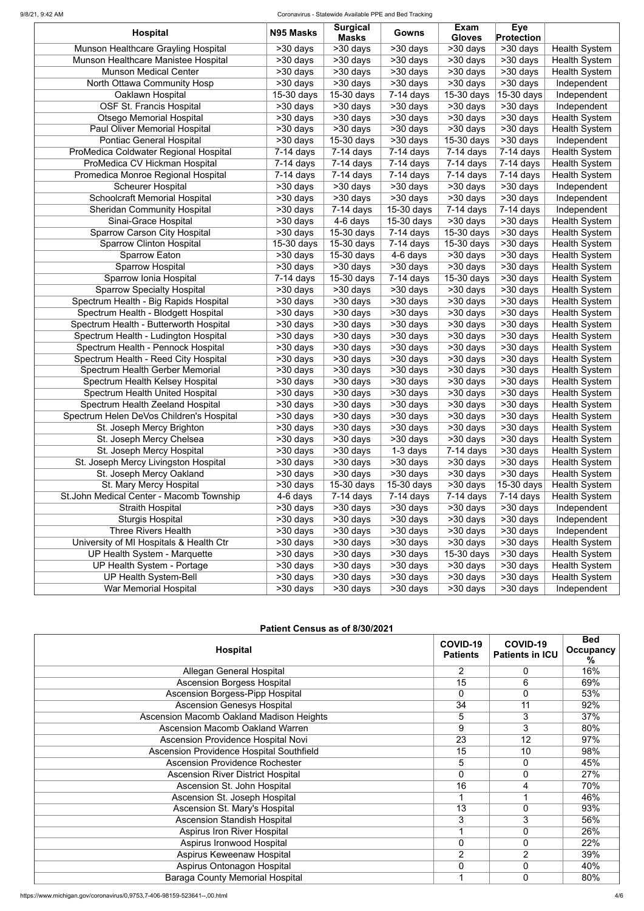| Hospital | N95 Masks | Surgical Masks | Gowns | Exam Gloves | Eye Protection | |
|---|---|---|---|---|---|---|
| Munson Healthcare Grayling Hospital | >30 days | >30 days | >30 days | >30 days | >30 days | Health System |
| Munson Healthcare Manistee Hospital | >30 days | >30 days | >30 days | >30 days | >30 days | Health System |
| Munson Medical Center | >30 days | >30 days | >30 days | >30 days | >30 days | Health System |
| North Ottawa Community Hosp | >30 days | >30 days | >30 days | >30 days | >30 days | Independent |
| Oaklawn Hospital | 15-30 days | 15-30 days | 7-14 days | 15-30 days | 15-30 days | Independent |
| OSF St. Francis Hospital | >30 days | >30 days | >30 days | >30 days | >30 days | Independent |
| Otsego Memorial Hospital | >30 days | >30 days | >30 days | >30 days | >30 days | Health System |
| Paul Oliver Memorial Hospital | >30 days | >30 days | >30 days | >30 days | >30 days | Health System |
| Pontiac General Hospital | >30 days | 15-30 days | >30 days | 15-30 days | >30 days | Independent |
| ProMedica Coldwater Regional Hospital | 7-14 days | 7-14 days | 7-14 days | 7-14 days | 7-14 days | Health System |
| ProMedica CV Hickman Hospital | 7-14 days | 7-14 days | 7-14 days | 7-14 days | 7-14 days | Health System |
| Promedica Monroe Regional Hospital | 7-14 days | 7-14 days | 7-14 days | 7-14 days | 7-14 days | Health System |
| Scheurer Hospital | >30 days | >30 days | >30 days | >30 days | >30 days | Independent |
| Schoolcraft Memorial Hospital | >30 days | >30 days | >30 days | >30 days | >30 days | Independent |
| Sheridan Community Hospital | >30 days | 7-14 days | 15-30 days | 7-14 days | 7-14 days | Independent |
| Sinai-Grace Hospital | >30 days | 4-6 days | 15-30 days | >30 days | >30 days | Health System |
| Sparrow Carson City Hospital | >30 days | 15-30 days | 7-14 days | 15-30 days | >30 days | Health System |
| Sparrow Clinton Hospital | 15-30 days | 15-30 days | 7-14 days | 15-30 days | >30 days | Health System |
| Sparrow Eaton | >30 days | 15-30 days | 4-6 days | >30 days | >30 days | Health System |
| Sparrow Hospital | >30 days | >30 days | >30 days | >30 days | >30 days | Health System |
| Sparrow Ionia Hospital | 7-14 days | 15-30 days | 7-14 days | 15-30 days | >30 days | Health System |
| Sparrow Specialty Hospital | >30 days | >30 days | >30 days | >30 days | >30 days | Health System |
| Spectrum Health - Big Rapids Hospital | >30 days | >30 days | >30 days | >30 days | >30 days | Health System |
| Spectrum Health - Blodgett Hospital | >30 days | >30 days | >30 days | >30 days | >30 days | Health System |
| Spectrum Health - Butterworth Hospital | >30 days | >30 days | >30 days | >30 days | >30 days | Health System |
| Spectrum Health - Ludington Hospital | >30 days | >30 days | >30 days | >30 days | >30 days | Health System |
| Spectrum Health - Pennock Hospital | >30 days | >30 days | >30 days | >30 days | >30 days | Health System |
| Spectrum Health - Reed City Hospital | >30 days | >30 days | >30 days | >30 days | >30 days | Health System |
| Spectrum Health Gerber Memorial | >30 days | >30 days | >30 days | >30 days | >30 days | Health System |
| Spectrum Health Kelsey Hospital | >30 days | >30 days | >30 days | >30 days | >30 days | Health System |
| Spectrum Health United Hospital | >30 days | >30 days | >30 days | >30 days | >30 days | Health System |
| Spectrum Health Zeeland Hospital | >30 days | >30 days | >30 days | >30 days | >30 days | Health System |
| Spectrum Helen DeVos Children's Hospital | >30 days | >30 days | >30 days | >30 days | >30 days | Health System |
| St. Joseph Mercy Brighton | >30 days | >30 days | >30 days | >30 days | >30 days | Health System |
| St. Joseph Mercy Chelsea | >30 days | >30 days | >30 days | >30 days | >30 days | Health System |
| St. Joseph Mercy Hospital | >30 days | >30 days | 1-3 days | 7-14 days | >30 days | Health System |
| St. Joseph Mercy Livingston Hospital | >30 days | >30 days | >30 days | >30 days | >30 days | Health System |
| St. Joseph Mercy Oakland | >30 days | >30 days | >30 days | >30 days | >30 days | Health System |
| St. Mary Mercy Hospital | >30 days | 15-30 days | 15-30 days | >30 days | 15-30 days | Health System |
| St.John Medical Center - Macomb Township | 4-6 days | 7-14 days | 7-14 days | 7-14 days | 7-14 days | Health System |
| Straith Hospital | >30 days | >30 days | >30 days | >30 days | >30 days | Independent |
| Sturgis Hospital | >30 days | >30 days | >30 days | >30 days | >30 days | Independent |
| Three Rivers Health | >30 days | >30 days | >30 days | >30 days | >30 days | Independent |
| University of MI Hospitals & Health Ctr | >30 days | >30 days | >30 days | >30 days | >30 days | Health System |
| UP Health System - Marquette | >30 days | >30 days | >30 days | 15-30 days | >30 days | Health System |
| UP Health System - Portage | >30 days | >30 days | >30 days | >30 days | >30 days | Health System |
| UP Health System-Bell | >30 days | >30 days | >30 days | >30 days | >30 days | Health System |
| War Memorial Hospital | >30 days | >30 days | >30 days | >30 days | >30 days | Independent |

## Patient Census as of 8/30/2021

| Hospital | COVID-19 Patients | COVID-19 Patients in ICU | Bed Occupancy % |
|---|---|---|---|
| Allegan General Hospital | 2 | 0 | 16% |
| Ascension Borgess Hospital | 15 | 6 | 69% |
| Ascension Borgess-Pipp Hospital | 0 | 0 | 53% |
| Ascension Genesys Hospital | 34 | 11 | 92% |
| Ascension Macomb Oakland Madison Heights | 5 | 3 | 37% |
| Ascension Macomb Oakland Warren | 9 | 3 | 80% |
| Ascension Providence Hospital Novi | 23 | 12 | 97% |
| Ascension Providence Hospital Southfield | 15 | 10 | 98% |
| Ascension Providence Rochester | 5 | 0 | 45% |
| Ascension River District Hospital | 0 | 0 | 27% |
| Ascension St. John Hospital | 16 | 4 | 70% |
| Ascension St. Joseph Hospital | 1 | 1 | 46% |
| Ascension St. Mary's Hospital | 13 | 0 | 93% |
| Ascension Standish Hospital | 3 | 3 | 56% |
| Aspirus Iron River Hospital | 1 | 0 | 26% |
| Aspirus Ironwood Hospital | 0 | 0 | 22% |
| Aspirus Keweenaw Hospital | 2 | 2 | 39% |
| Aspirus Ontonagon Hospital | 0 | 0 | 40% |
| Baraga County Memorial Hospital | 1 | 0 | 80% |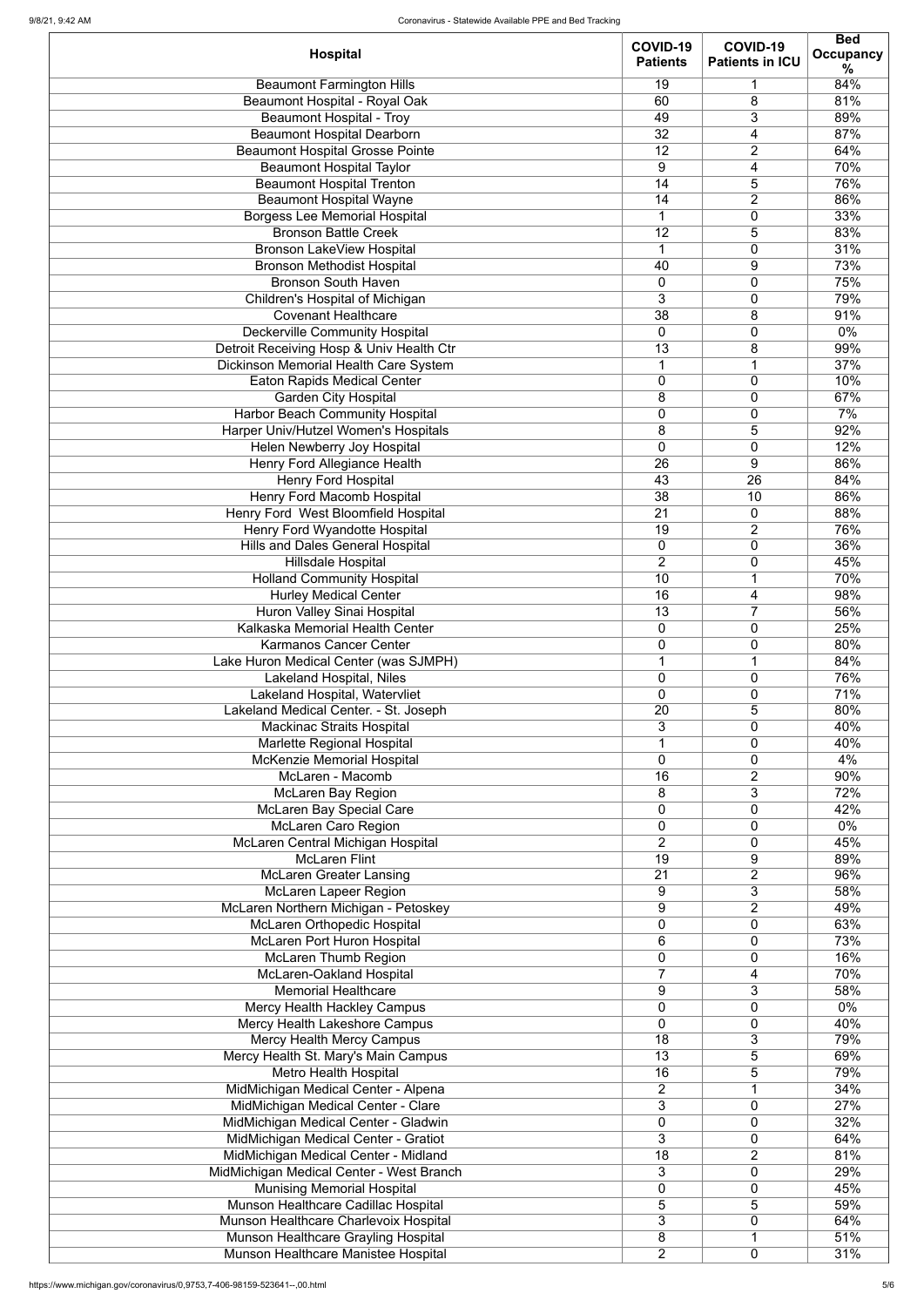| Hospital | COVID-19 Patients | COVID-19 Patients in ICU | Bed Occupancy % |
|---|---|---|---|
| Beaumont Farmington Hills | 19 | 1 | 84% |
| Beaumont Hospital - Royal Oak | 60 | 8 | 81% |
| Beaumont Hospital - Troy | 49 | 3 | 89% |
| Beaumont Hospital Dearborn | 32 | 4 | 87% |
| Beaumont Hospital Grosse Pointe | 12 | 2 | 64% |
| Beaumont Hospital Taylor | 9 | 4 | 70% |
| Beaumont Hospital Trenton | 14 | 5 | 76% |
| Beaumont Hospital Wayne | 14 | 2 | 86% |
| Borgess Lee Memorial Hospital | 1 | 0 | 33% |
| Bronson Battle Creek | 12 | 5 | 83% |
| Bronson LakeView Hospital | 1 | 0 | 31% |
| Bronson Methodist Hospital | 40 | 9 | 73% |
| Bronson South Haven | 0 | 0 | 75% |
| Children's Hospital of Michigan | 3 | 0 | 79% |
| Covenant Healthcare | 38 | 8 | 91% |
| Deckerville Community Hospital | 0 | 0 | 0% |
| Detroit Receiving Hosp & Univ Health Ctr | 13 | 8 | 99% |
| Dickinson Memorial Health Care System | 1 | 1 | 37% |
| Eaton Rapids Medical Center | 0 | 0 | 10% |
| Garden City Hospital | 8 | 0 | 67% |
| Harbor Beach Community Hospital | 0 | 0 | 7% |
| Harper Univ/Hutzel Women's Hospitals | 8 | 5 | 92% |
| Helen Newberry Joy Hospital | 0 | 0 | 12% |
| Henry Ford Allegiance Health | 26 | 9 | 86% |
| Henry Ford Hospital | 43 | 26 | 84% |
| Henry Ford Macomb Hospital | 38 | 10 | 86% |
| Henry Ford West Bloomfield Hospital | 21 | 0 | 88% |
| Henry Ford Wyandotte Hospital | 19 | 2 | 76% |
| Hills and Dales General Hospital | 0 | 0 | 36% |
| Hillsdale Hospital | 2 | 0 | 45% |
| Holland Community Hospital | 10 | 1 | 70% |
| Hurley Medical Center | 16 | 4 | 98% |
| Huron Valley Sinai Hospital | 13 | 7 | 56% |
| Kalkaska Memorial Health Center | 0 | 0 | 25% |
| Karmanos Cancer Center | 0 | 0 | 80% |
| Lake Huron Medical Center (was SJMPH) | 1 | 1 | 84% |
| Lakeland Hospital, Niles | 0 | 0 | 76% |
| Lakeland Hospital, Watervliet | 0 | 0 | 71% |
| Lakeland Medical Center. - St. Joseph | 20 | 5 | 80% |
| Mackinac Straits Hospital | 3 | 0 | 40% |
| Marlette Regional Hospital | 1 | 0 | 40% |
| McKenzie Memorial Hospital | 0 | 0 | 4% |
| McLaren - Macomb | 16 | 2 | 90% |
| McLaren Bay Region | 8 | 3 | 72% |
| McLaren Bay Special Care | 0 | 0 | 42% |
| McLaren Caro Region | 0 | 0 | 0% |
| McLaren Central Michigan Hospital | 2 | 0 | 45% |
| McLaren Flint | 19 | 9 | 89% |
| McLaren Greater Lansing | 21 | 2 | 96% |
| McLaren Lapeer Region | 9 | 3 | 58% |
| McLaren Northern Michigan - Petoskey | 9 | 2 | 49% |
| McLaren Orthopedic Hospital | 0 | 0 | 63% |
| McLaren Port Huron Hospital | 6 | 0 | 73% |
| McLaren Thumb Region | 0 | 0 | 16% |
| McLaren-Oakland Hospital | 7 | 4 | 70% |
| Memorial Healthcare | 9 | 3 | 58% |
| Mercy Health Hackley Campus | 0 | 0 | 0% |
| Mercy Health Lakeshore Campus | 0 | 0 | 40% |
| Mercy Health Mercy Campus | 18 | 3 | 79% |
| Mercy Health St. Mary's Main Campus | 13 | 5 | 69% |
| Metro Health Hospital | 16 | 5 | 79% |
| MidMichigan Medical Center - Alpena | 2 | 1 | 34% |
| MidMichigan Medical Center - Clare | 3 | 0 | 27% |
| MidMichigan Medical Center - Gladwin | 0 | 0 | 32% |
| MidMichigan Medical Center - Gratiot | 3 | 0 | 64% |
| MidMichigan Medical Center - Midland | 18 | 2 | 81% |
| MidMichigan Medical Center - West Branch | 3 | 0 | 29% |
| Munising Memorial Hospital | 0 | 0 | 45% |
| Munson Healthcare Cadillac Hospital | 5 | 5 | 59% |
| Munson Healthcare Charlevoix Hospital | 3 | 0 | 64% |
| Munson Healthcare Grayling Hospital | 8 | 1 | 51% |
| Munson Healthcare Manistee Hospital | 2 | 0 | 31% |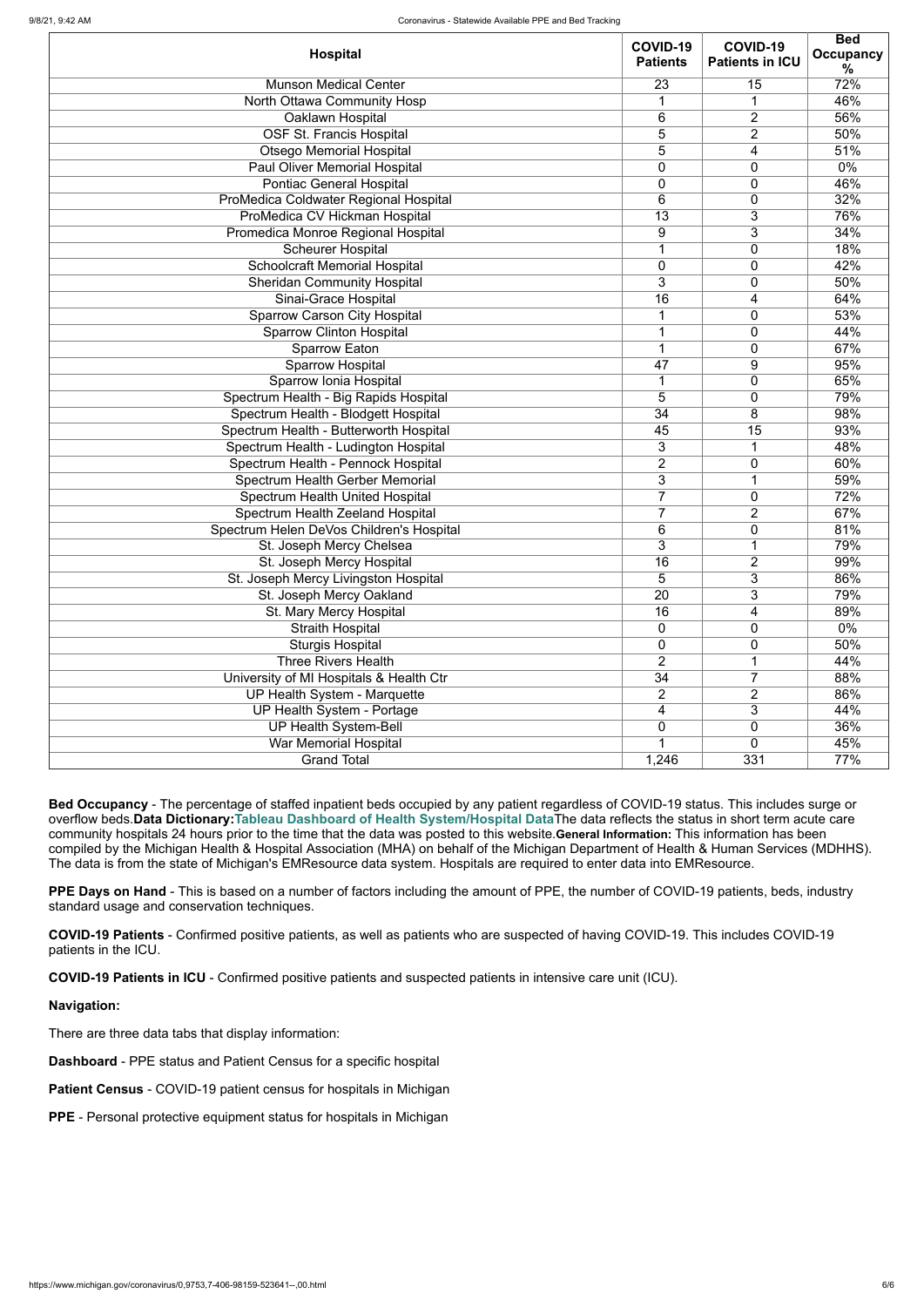| Hospital | COVID-19 Patients | COVID-19 Patients in ICU | Bed Occupancy % |
|---|---|---|---|
| Munson Medical Center | 23 | 15 | 72% |
| North Ottawa Community Hosp | 1 | 1 | 46% |
| Oaklawn Hospital | 6 | 2 | 56% |
| OSF St. Francis Hospital | 5 | 2 | 50% |
| Otsego Memorial Hospital | 5 | 4 | 51% |
| Paul Oliver Memorial Hospital | 0 | 0 | 0% |
| Pontiac General Hospital | 0 | 0 | 46% |
| ProMedica Coldwater Regional Hospital | 6 | 0 | 32% |
| ProMedica CV Hickman Hospital | 13 | 3 | 76% |
| Promedica Monroe Regional Hospital | 9 | 3 | 34% |
| Scheurer Hospital | 1 | 0 | 18% |
| Schoolcraft Memorial Hospital | 0 | 0 | 42% |
| Sheridan Community Hospital | 3 | 0 | 50% |
| Sinai-Grace Hospital | 16 | 4 | 64% |
| Sparrow Carson City Hospital | 1 | 0 | 53% |
| Sparrow Clinton Hospital | 1 | 0 | 44% |
| Sparrow Eaton | 1 | 0 | 67% |
| Sparrow Hospital | 47 | 9 | 95% |
| Sparrow Ionia Hospital | 1 | 0 | 65% |
| Spectrum Health - Big Rapids Hospital | 5 | 0 | 79% |
| Spectrum Health - Blodgett Hospital | 34 | 8 | 98% |
| Spectrum Health - Butterworth Hospital | 45 | 15 | 93% |
| Spectrum Health - Ludington Hospital | 3 | 1 | 48% |
| Spectrum Health - Pennock Hospital | 2 | 0 | 60% |
| Spectrum Health Gerber Memorial | 3 | 1 | 59% |
| Spectrum Health United Hospital | 7 | 0 | 72% |
| Spectrum Health Zeeland Hospital | 7 | 2 | 67% |
| Spectrum Helen DeVos Children's Hospital | 6 | 0 | 81% |
| St. Joseph Mercy Chelsea | 3 | 1 | 79% |
| St. Joseph Mercy Hospital | 16 | 2 | 99% |
| St. Joseph Mercy Livingston Hospital | 5 | 3 | 86% |
| St. Joseph Mercy Oakland | 20 | 3 | 79% |
| St. Mary Mercy Hospital | 16 | 4 | 89% |
| Straith Hospital | 0 | 0 | 0% |
| Sturgis Hospital | 0 | 0 | 50% |
| Three Rivers Health | 2 | 1 | 44% |
| University of MI Hospitals & Health Ctr | 34 | 7 | 88% |
| UP Health System - Marquette | 2 | 2 | 86% |
| UP Health System - Portage | 4 | 3 | 44% |
| UP Health System-Bell | 0 | 0 | 36% |
| War Memorial Hospital | 1 | 0 | 45% |
| Grand Total | 1,246 | 331 | 77% |

**Bed Occupancy** - The percentage of staffed inpatient beds occupied by any patient regardless of COVID-19 status. This includes surge or overflow beds.**Data Dictionary:Tableau Dashboard of Health System/Hospital Data**The data reflects the status in short term acute care community hospitals 24 hours prior to the time that the data was posted to this website.**General Information:** This information has been compiled by the Michigan Health & Hospital Association (MHA) on behalf of the Michigan Department of Health & Human Services (MDHHS). The data is from the state of Michigan's EMResource data system. Hospitals are required to enter data into EMResource.

**PPE Days on Hand** - This is based on a number of factors including the amount of PPE, the number of COVID-19 patients, beds, industry standard usage and conservation techniques.

**COVID-19 Patients** - Confirmed positive patients, as well as patients who are suspected of having COVID-19. This includes COVID-19 patients in the ICU.

**COVID-19 Patients in ICU** - Confirmed positive patients and suspected patients in intensive care unit (ICU).

**Navigation:**

There are three data tabs that display information:

**Dashboard** - PPE status and Patient Census for a specific hospital

**Patient Census** - COVID-19 patient census for hospitals in Michigan

**PPE** - Personal protective equipment status for hospitals in Michigan